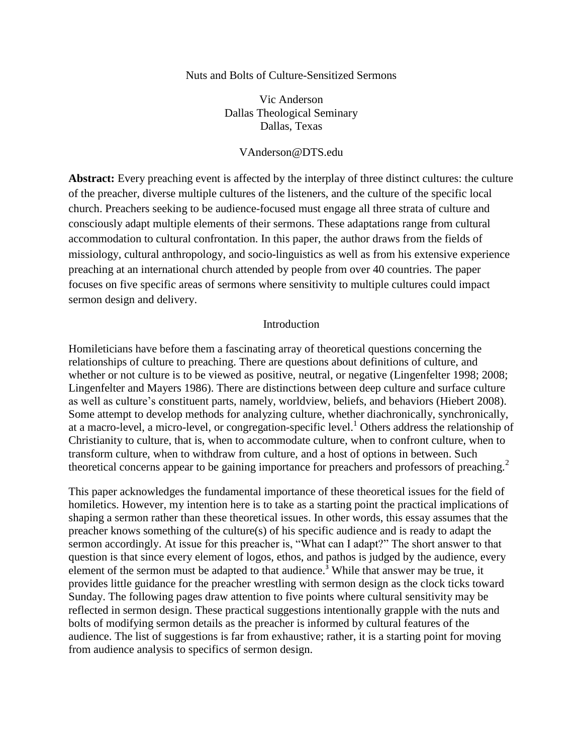# Nuts and Bolts of Culture-Sensitized Sermons

Vic Anderson
Dallas Theological Seminary
Dallas, Texas

VAnderson@DTS.edu

**Abstract:** Every preaching event is affected by the interplay of three distinct cultures: the culture of the preacher, diverse multiple cultures of the listeners, and the culture of the specific local church. Preachers seeking to be audience-focused must engage all three strata of culture and consciously adapt multiple elements of their sermons. These adaptations range from cultural accommodation to cultural confrontation. In this paper, the author draws from the fields of missiology, cultural anthropology, and socio-linguistics as well as from his extensive experience preaching at an international church attended by people from over 40 countries. The paper focuses on five specific areas of sermons where sensitivity to multiple cultures could impact sermon design and delivery.

## Introduction

Homileticians have before them a fascinating array of theoretical questions concerning the relationships of culture to preaching. There are questions about definitions of culture, and whether or not culture is to be viewed as positive, neutral, or negative (Lingenfelter 1998; 2008; Lingenfelter and Mayers 1986). There are distinctions between deep culture and surface culture as well as culture's constituent parts, namely, worldview, beliefs, and behaviors (Hiebert 2008). Some attempt to develop methods for analyzing culture, whether diachronically, synchronically, at a macro-level, a micro-level, or congregation-specific level.[1] Others address the relationship of Christianity to culture, that is, when to accommodate culture, when to confront culture, when to transform culture, when to withdraw from culture, and a host of options in between. Such theoretical concerns appear to be gaining importance for preachers and professors of preaching.[2]

This paper acknowledges the fundamental importance of these theoretical issues for the field of homiletics. However, my intention here is to take as a starting point the practical implications of shaping a sermon rather than these theoretical issues. In other words, this essay assumes that the preacher knows something of the culture(s) of his specific audience and is ready to adapt the sermon accordingly. At issue for this preacher is, "What can I adapt?" The short answer to that question is that since every element of logos, ethos, and pathos is judged by the audience, every element of the sermon must be adapted to that audience.[3] While that answer may be true, it provides little guidance for the preacher wrestling with sermon design as the clock ticks toward Sunday. The following pages draw attention to five points where cultural sensitivity may be reflected in sermon design. These practical suggestions intentionally grapple with the nuts and bolts of modifying sermon details as the preacher is informed by cultural features of the audience. The list of suggestions is far from exhaustive; rather, it is a starting point for moving from audience analysis to specifics of sermon design.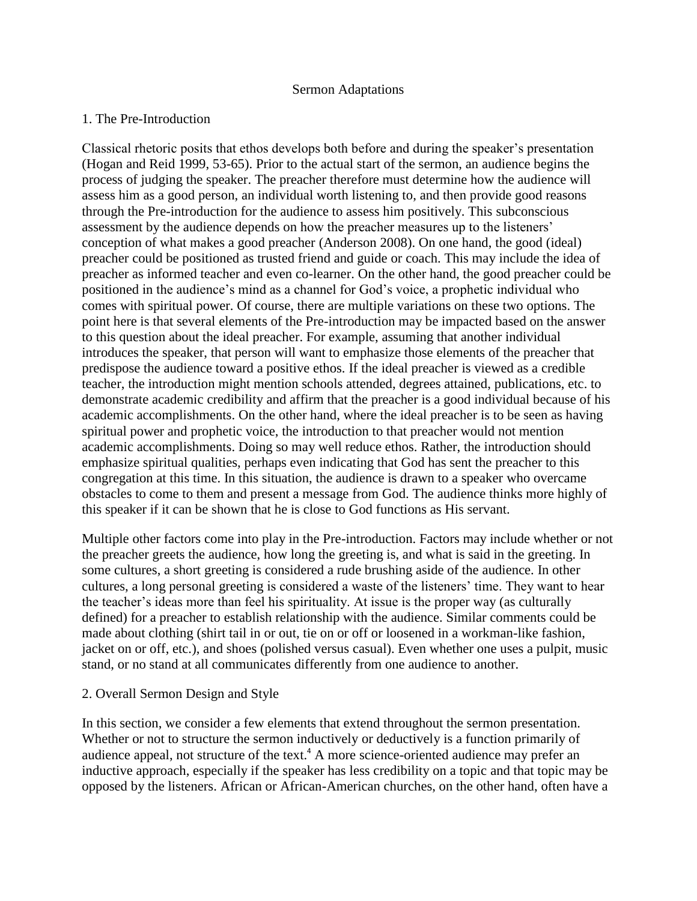Sermon Adaptations

## 1. The Pre-Introduction

Classical rhetoric posits that ethos develops both before and during the speaker's presentation (Hogan and Reid 1999, 53-65). Prior to the actual start of the sermon, an audience begins the process of judging the speaker. The preacher therefore must determine how the audience will assess him as a good person, an individual worth listening to, and then provide good reasons through the Pre-introduction for the audience to assess him positively. This subconscious assessment by the audience depends on how the preacher measures up to the listeners' conception of what makes a good preacher (Anderson 2008). On one hand, the good (ideal) preacher could be positioned as trusted friend and guide or coach. This may include the idea of preacher as informed teacher and even co-learner. On the other hand, the good preacher could be positioned in the audience's mind as a channel for God's voice, a prophetic individual who comes with spiritual power. Of course, there are multiple variations on these two options. The point here is that several elements of the Pre-introduction may be impacted based on the answer to this question about the ideal preacher. For example, assuming that another individual introduces the speaker, that person will want to emphasize those elements of the preacher that predispose the audience toward a positive ethos. If the ideal preacher is viewed as a credible teacher, the introduction might mention schools attended, degrees attained, publications, etc. to demonstrate academic credibility and affirm that the preacher is a good individual because of his academic accomplishments. On the other hand, where the ideal preacher is to be seen as having spiritual power and prophetic voice, the introduction to that preacher would not mention academic accomplishments. Doing so may well reduce ethos. Rather, the introduction should emphasize spiritual qualities, perhaps even indicating that God has sent the preacher to this congregation at this time. In this situation, the audience is drawn to a speaker who overcame obstacles to come to them and present a message from God. The audience thinks more highly of this speaker if it can be shown that he is close to God functions as His servant.

Multiple other factors come into play in the Pre-introduction. Factors may include whether or not the preacher greets the audience, how long the greeting is, and what is said in the greeting. In some cultures, a short greeting is considered a rude brushing aside of the audience. In other cultures, a long personal greeting is considered a waste of the listeners' time. They want to hear the teacher's ideas more than feel his spirituality. At issue is the proper way (as culturally defined) for a preacher to establish relationship with the audience. Similar comments could be made about clothing (shirt tail in or out, tie on or off or loosened in a workman-like fashion, jacket on or off, etc.), and shoes (polished versus casual). Even whether one uses a pulpit, music stand, or no stand at all communicates differently from one audience to another.

## 2. Overall Sermon Design and Style

In this section, we consider a few elements that extend throughout the sermon presentation. Whether or not to structure the sermon inductively or deductively is a function primarily of audience appeal, not structure of the text.[4] A more science-oriented audience may prefer an inductive approach, especially if the speaker has less credibility on a topic and that topic may be opposed by the listeners. African or African-American churches, on the other hand, often have a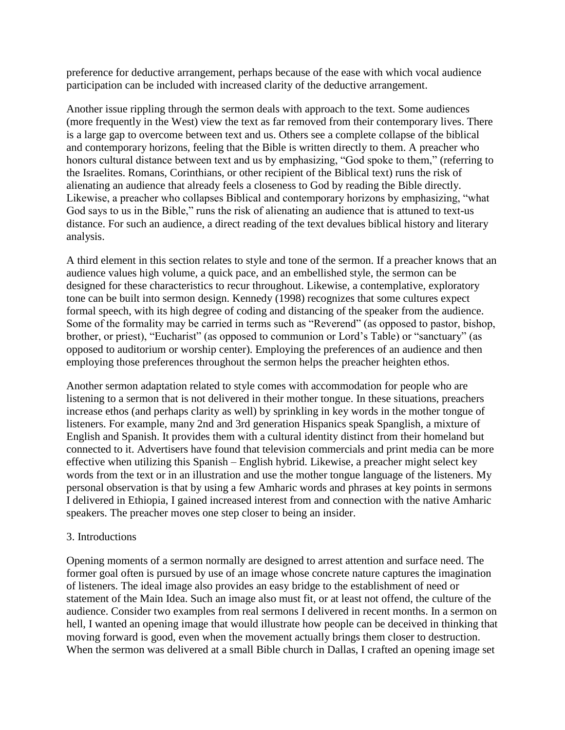preference for deductive arrangement, perhaps because of the ease with which vocal audience participation can be included with increased clarity of the deductive arrangement.

Another issue rippling through the sermon deals with approach to the text. Some audiences (more frequently in the West) view the text as far removed from their contemporary lives. There is a large gap to overcome between text and us. Others see a complete collapse of the biblical and contemporary horizons, feeling that the Bible is written directly to them. A preacher who honors cultural distance between text and us by emphasizing, "God spoke to them," (referring to the Israelites. Romans, Corinthians, or other recipient of the Biblical text) runs the risk of alienating an audience that already feels a closeness to God by reading the Bible directly. Likewise, a preacher who collapses Biblical and contemporary horizons by emphasizing, "what God says to us in the Bible," runs the risk of alienating an audience that is attuned to text-us distance. For such an audience, a direct reading of the text devalues biblical history and literary analysis.

A third element in this section relates to style and tone of the sermon. If a preacher knows that an audience values high volume, a quick pace, and an embellished style, the sermon can be designed for these characteristics to recur throughout. Likewise, a contemplative, exploratory tone can be built into sermon design. Kennedy (1998) recognizes that some cultures expect formal speech, with its high degree of coding and distancing of the speaker from the audience. Some of the formality may be carried in terms such as "Reverend" (as opposed to pastor, bishop, brother, or priest), "Eucharist" (as opposed to communion or Lord's Table) or "sanctuary" (as opposed to auditorium or worship center). Employing the preferences of an audience and then employing those preferences throughout the sermon helps the preacher heighten ethos.

Another sermon adaptation related to style comes with accommodation for people who are listening to a sermon that is not delivered in their mother tongue. In these situations, preachers increase ethos (and perhaps clarity as well) by sprinkling in key words in the mother tongue of listeners. For example, many 2nd and 3rd generation Hispanics speak Spanglish, a mixture of English and Spanish. It provides them with a cultural identity distinct from their homeland but connected to it. Advertisers have found that television commercials and print media can be more effective when utilizing this Spanish – English hybrid. Likewise, a preacher might select key words from the text or in an illustration and use the mother tongue language of the listeners. My personal observation is that by using a few Amharic words and phrases at key points in sermons I delivered in Ethiopia, I gained increased interest from and connection with the native Amharic speakers. The preacher moves one step closer to being an insider.

## 3. Introductions

Opening moments of a sermon normally are designed to arrest attention and surface need. The former goal often is pursued by use of an image whose concrete nature captures the imagination of listeners. The ideal image also provides an easy bridge to the establishment of need or statement of the Main Idea. Such an image also must fit, or at least not offend, the culture of the audience. Consider two examples from real sermons I delivered in recent months. In a sermon on hell, I wanted an opening image that would illustrate how people can be deceived in thinking that moving forward is good, even when the movement actually brings them closer to destruction. When the sermon was delivered at a small Bible church in Dallas, I crafted an opening image set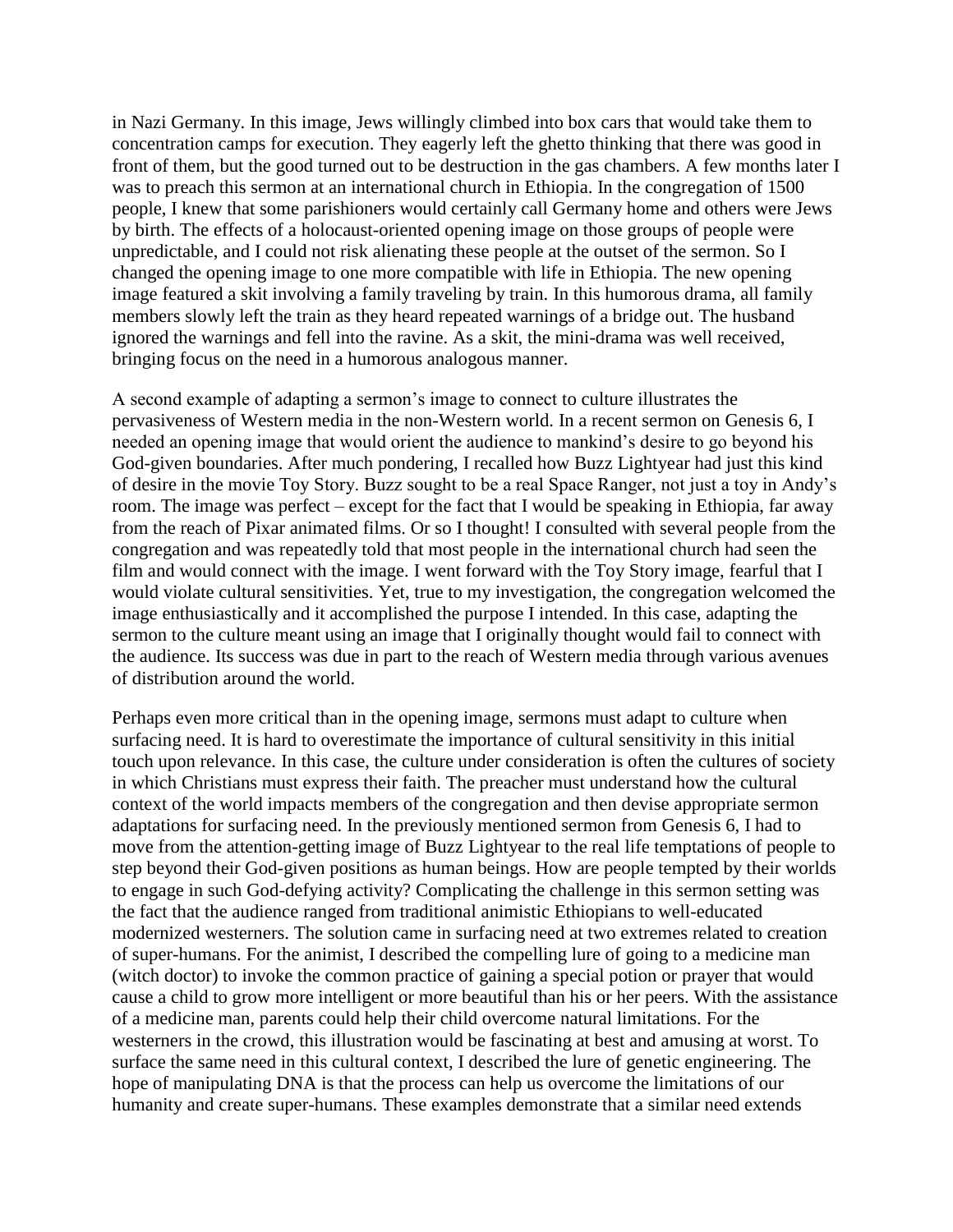in Nazi Germany. In this image, Jews willingly climbed into box cars that would take them to concentration camps for execution. They eagerly left the ghetto thinking that there was good in front of them, but the good turned out to be destruction in the gas chambers. A few months later I was to preach this sermon at an international church in Ethiopia. In the congregation of 1500 people, I knew that some parishioners would certainly call Germany home and others were Jews by birth. The effects of a holocaust-oriented opening image on those groups of people were unpredictable, and I could not risk alienating these people at the outset of the sermon. So I changed the opening image to one more compatible with life in Ethiopia. The new opening image featured a skit involving a family traveling by train. In this humorous drama, all family members slowly left the train as they heard repeated warnings of a bridge out. The husband ignored the warnings and fell into the ravine. As a skit, the mini-drama was well received, bringing focus on the need in a humorous analogous manner.

A second example of adapting a sermon's image to connect to culture illustrates the pervasiveness of Western media in the non-Western world. In a recent sermon on Genesis 6, I needed an opening image that would orient the audience to mankind's desire to go beyond his God-given boundaries. After much pondering, I recalled how Buzz Lightyear had just this kind of desire in the movie Toy Story. Buzz sought to be a real Space Ranger, not just a toy in Andy's room. The image was perfect – except for the fact that I would be speaking in Ethiopia, far away from the reach of Pixar animated films. Or so I thought! I consulted with several people from the congregation and was repeatedly told that most people in the international church had seen the film and would connect with the image. I went forward with the Toy Story image, fearful that I would violate cultural sensitivities. Yet, true to my investigation, the congregation welcomed the image enthusiastically and it accomplished the purpose I intended. In this case, adapting the sermon to the culture meant using an image that I originally thought would fail to connect with the audience. Its success was due in part to the reach of Western media through various avenues of distribution around the world.

Perhaps even more critical than in the opening image, sermons must adapt to culture when surfacing need. It is hard to overestimate the importance of cultural sensitivity in this initial touch upon relevance. In this case, the culture under consideration is often the cultures of society in which Christians must express their faith. The preacher must understand how the cultural context of the world impacts members of the congregation and then devise appropriate sermon adaptations for surfacing need. In the previously mentioned sermon from Genesis 6, I had to move from the attention-getting image of Buzz Lightyear to the real life temptations of people to step beyond their God-given positions as human beings. How are people tempted by their worlds to engage in such God-defying activity? Complicating the challenge in this sermon setting was the fact that the audience ranged from traditional animistic Ethiopians to well-educated modernized westerners. The solution came in surfacing need at two extremes related to creation of super-humans. For the animist, I described the compelling lure of going to a medicine man (witch doctor) to invoke the common practice of gaining a special potion or prayer that would cause a child to grow more intelligent or more beautiful than his or her peers. With the assistance of a medicine man, parents could help their child overcome natural limitations. For the westerners in the crowd, this illustration would be fascinating at best and amusing at worst. To surface the same need in this cultural context, I described the lure of genetic engineering. The hope of manipulating DNA is that the process can help us overcome the limitations of our humanity and create super-humans. These examples demonstrate that a similar need extends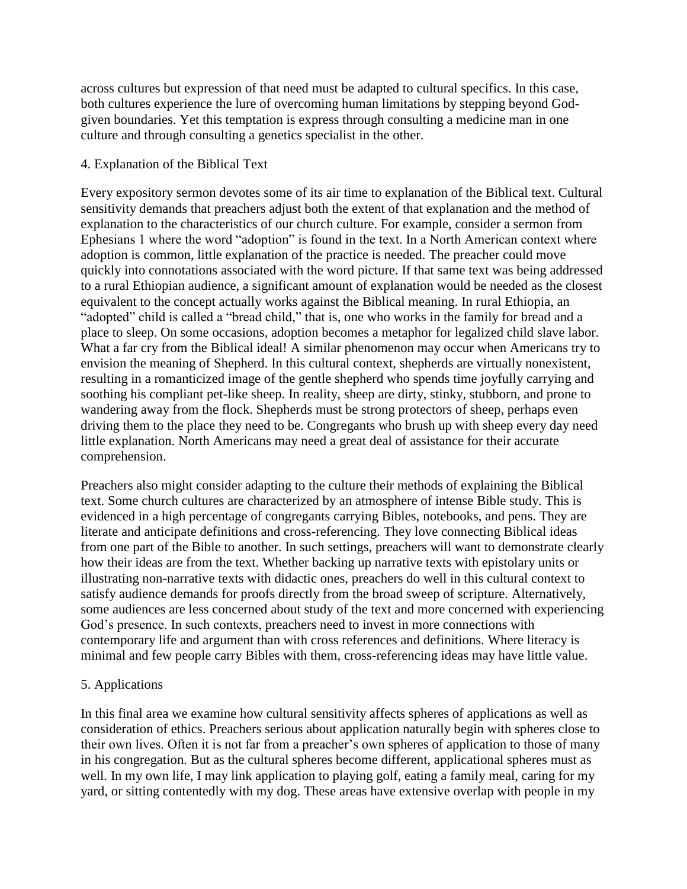across cultures but expression of that need must be adapted to cultural specifics. In this case, both cultures experience the lure of overcoming human limitations by stepping beyond God-given boundaries. Yet this temptation is express through consulting a medicine man in one culture and through consulting a genetics specialist in the other.

## 4. Explanation of the Biblical Text

Every expository sermon devotes some of its air time to explanation of the Biblical text. Cultural sensitivity demands that preachers adjust both the extent of that explanation and the method of explanation to the characteristics of our church culture. For example, consider a sermon from Ephesians 1 where the word "adoption" is found in the text. In a North American context where adoption is common, little explanation of the practice is needed. The preacher could move quickly into connotations associated with the word picture. If that same text was being addressed to a rural Ethiopian audience, a significant amount of explanation would be needed as the closest equivalent to the concept actually works against the Biblical meaning. In rural Ethiopia, an "adopted" child is called a "bread child," that is, one who works in the family for bread and a place to sleep. On some occasions, adoption becomes a metaphor for legalized child slave labor. What a far cry from the Biblical ideal! A similar phenomenon may occur when Americans try to envision the meaning of Shepherd. In this cultural context, shepherds are virtually nonexistent, resulting in a romanticized image of the gentle shepherd who spends time joyfully carrying and soothing his compliant pet-like sheep. In reality, sheep are dirty, stinky, stubborn, and prone to wandering away from the flock. Shepherds must be strong protectors of sheep, perhaps even driving them to the place they need to be. Congregants who brush up with sheep every day need little explanation. North Americans may need a great deal of assistance for their accurate comprehension.

Preachers also might consider adapting to the culture their methods of explaining the Biblical text. Some church cultures are characterized by an atmosphere of intense Bible study. This is evidenced in a high percentage of congregants carrying Bibles, notebooks, and pens. They are literate and anticipate definitions and cross-referencing. They love connecting Biblical ideas from one part of the Bible to another. In such settings, preachers will want to demonstrate clearly how their ideas are from the text. Whether backing up narrative texts with epistolary units or illustrating non-narrative texts with didactic ones, preachers do well in this cultural context to satisfy audience demands for proofs directly from the broad sweep of scripture. Alternatively, some audiences are less concerned about study of the text and more concerned with experiencing God's presence. In such contexts, preachers need to invest in more connections with contemporary life and argument than with cross references and definitions. Where literacy is minimal and few people carry Bibles with them, cross-referencing ideas may have little value.

## 5. Applications

In this final area we examine how cultural sensitivity affects spheres of applications as well as consideration of ethics. Preachers serious about application naturally begin with spheres close to their own lives. Often it is not far from a preacher's own spheres of application to those of many in his congregation. But as the cultural spheres become different, applicational spheres must as well. In my own life, I may link application to playing golf, eating a family meal, caring for my yard, or sitting contentedly with my dog. These areas have extensive overlap with people in my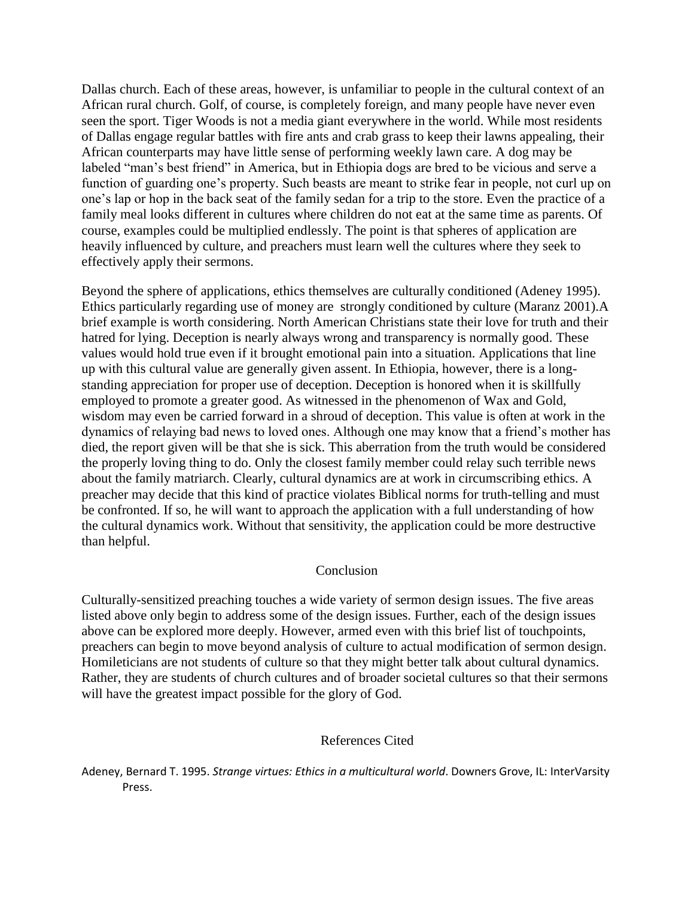Dallas church. Each of these areas, however, is unfamiliar to people in the cultural context of an African rural church. Golf, of course, is completely foreign, and many people have never even seen the sport. Tiger Woods is not a media giant everywhere in the world. While most residents of Dallas engage regular battles with fire ants and crab grass to keep their lawns appealing, their African counterparts may have little sense of performing weekly lawn care. A dog may be labeled "man's best friend" in America, but in Ethiopia dogs are bred to be vicious and serve a function of guarding one's property. Such beasts are meant to strike fear in people, not curl up on one's lap or hop in the back seat of the family sedan for a trip to the store. Even the practice of a family meal looks different in cultures where children do not eat at the same time as parents. Of course, examples could be multiplied endlessly. The point is that spheres of application are heavily influenced by culture, and preachers must learn well the cultures where they seek to effectively apply their sermons.

Beyond the sphere of applications, ethics themselves are culturally conditioned (Adeney 1995). Ethics particularly regarding use of money are strongly conditioned by culture (Maranz 2001).A brief example is worth considering. North American Christians state their love for truth and their hatred for lying. Deception is nearly always wrong and transparency is normally good. These values would hold true even if it brought emotional pain into a situation. Applications that line up with this cultural value are generally given assent. In Ethiopia, however, there is a long-standing appreciation for proper use of deception. Deception is honored when it is skillfully employed to promote a greater good. As witnessed in the phenomenon of Wax and Gold, wisdom may even be carried forward in a shroud of deception. This value is often at work in the dynamics of relaying bad news to loved ones. Although one may know that a friend's mother has died, the report given will be that she is sick. This aberration from the truth would be considered the properly loving thing to do. Only the closest family member could relay such terrible news about the family matriarch. Clearly, cultural dynamics are at work in circumscribing ethics. A preacher may decide that this kind of practice violates Biblical norms for truth-telling and must be confronted. If so, he will want to approach the application with a full understanding of how the cultural dynamics work. Without that sensitivity, the application could be more destructive than helpful.

## Conclusion

Culturally-sensitized preaching touches a wide variety of sermon design issues. The five areas listed above only begin to address some of the design issues. Further, each of the design issues above can be explored more deeply. However, armed even with this brief list of touchpoints, preachers can begin to move beyond analysis of culture to actual modification of sermon design. Homileticians are not students of culture so that they might better talk about cultural dynamics. Rather, they are students of church cultures and of broader societal cultures so that their sermons will have the greatest impact possible for the glory of God.

## References Cited

Adeney, Bernard T. 1995. *Strange virtues: Ethics in a multicultural world*. Downers Grove, IL: InterVarsity Press.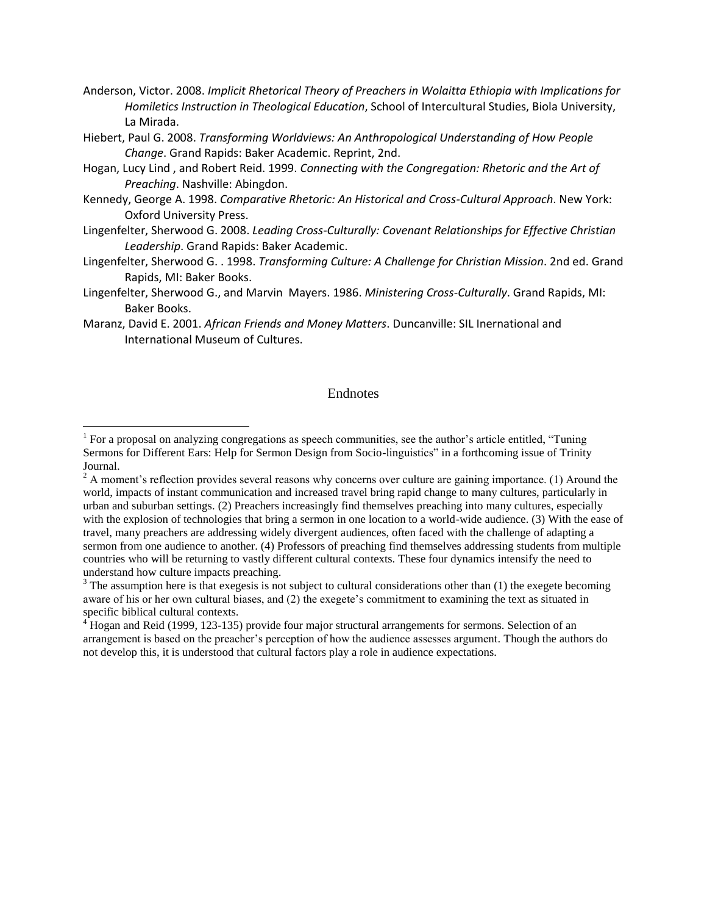Anderson, Victor. 2008. *Implicit Rhetorical Theory of Preachers in Wolaitta Ethiopia with Implications for Homiletics Instruction in Theological Education*, School of Intercultural Studies, Biola University, La Mirada.

Hiebert, Paul G. 2008. *Transforming Worldviews: An Anthropological Understanding of How People Change*. Grand Rapids: Baker Academic. Reprint, 2nd.

Hogan, Lucy Lind , and Robert Reid. 1999. *Connecting with the Congregation: Rhetoric and the Art of Preaching*. Nashville: Abingdon.

Kennedy, George A. 1998. *Comparative Rhetoric: An Historical and Cross-Cultural Approach*. New York: Oxford University Press.

Lingenfelter, Sherwood G. 2008. *Leading Cross-Culturally: Covenant Relationships for Effective Christian Leadership*. Grand Rapids: Baker Academic.

Lingenfelter, Sherwood G. . 1998. *Transforming Culture: A Challenge for Christian Mission*. 2nd ed. Grand Rapids, MI: Baker Books.

Lingenfelter, Sherwood G., and Marvin Mayers. 1986. *Ministering Cross-Culturally*. Grand Rapids, MI: Baker Books.

Maranz, David E. 2001. *African Friends and Money Matters*. Duncanville: SIL Inernational and International Museum of Cultures.

## Endnotes

[1] For a proposal on analyzing congregations as speech communities, see the author's article entitled, "Tuning Sermons for Different Ears: Help for Sermon Design from Socio-linguistics" in a forthcoming issue of Trinity Journal.

[2] A moment's reflection provides several reasons why concerns over culture are gaining importance. (1) Around the world, impacts of instant communication and increased travel bring rapid change to many cultures, particularly in urban and suburban settings. (2) Preachers increasingly find themselves preaching into many cultures, especially with the explosion of technologies that bring a sermon in one location to a world-wide audience. (3) With the ease of travel, many preachers are addressing widely divergent audiences, often faced with the challenge of adapting a sermon from one audience to another. (4) Professors of preaching find themselves addressing students from multiple countries who will be returning to vastly different cultural contexts. These four dynamics intensify the need to understand how culture impacts preaching.

[3] The assumption here is that exegesis is not subject to cultural considerations other than (1) the exegete becoming aware of his or her own cultural biases, and (2) the exegete's commitment to examining the text as situated in specific biblical cultural contexts.

[4] Hogan and Reid (1999, 123-135) provide four major structural arrangements for sermons. Selection of an arrangement is based on the preacher's perception of how the audience assesses argument. Though the authors do not develop this, it is understood that cultural factors play a role in audience expectations.